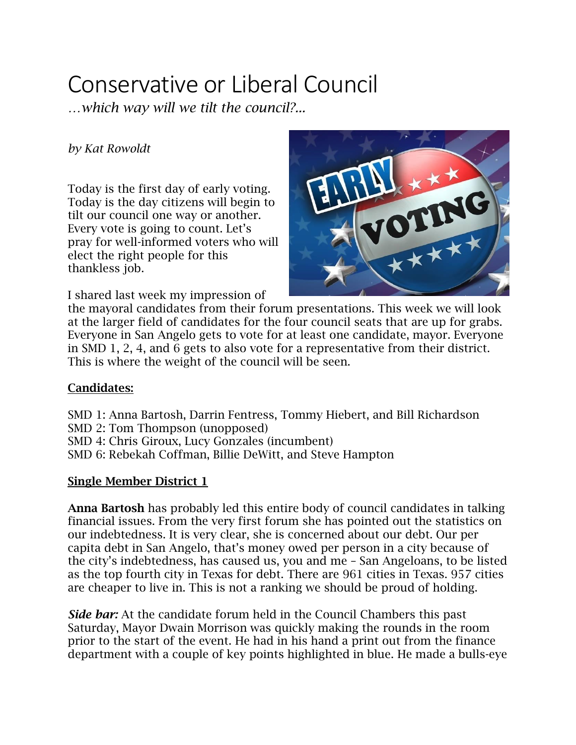# Conservative or Liberal Council

*…which way will we tilt the council?...*

*by Kat Rowoldt*

Today is the first day of early voting. Today is the day citizens will begin to tilt our council one way or another. Every vote is going to count. Let's pray for well-informed voters who will elect the right people for this thankless job.

I shared last week my impression of the mayoral candidates from their forum presentations. This week we will look at the larger field of candidates for the four council seats that are up for grabs. Everyone in San Angelo gets to vote for at least one candidate, mayor. Everyone in SMD 1, 2, 4, and 6 gets to also vote for a representative from their district. This is where the weight of the council will be seen.

**Candidates:**

SMD 1: Anna Bartosh, Darrin Fentress, Tommy Hiebert, and Bill Richardson
SMD 2: Tom Thompson (unopposed)
SMD 4: Chris Giroux, Lucy Gonzales (incumbent)
SMD 6: Rebekah Coffman, Billie DeWitt, and Steve Hampton

**Single Member District 1**

**Anna Bartosh** has probably led this entire body of council candidates in talking financial issues. From the very first forum she has pointed out the statistics on our indebtedness. It is very clear, she is concerned about our debt. Our per capita debt in San Angelo, that's money owed per person in a city because of the city's indebtedness, has caused us, you and me – San Angeloans, to be listed as the top fourth city in Texas for debt. There are 961 cities in Texas. 957 cities are cheaper to live in. This is not a ranking we should be proud of holding.

***Side bar:*** At the candidate forum held in the Council Chambers this past Saturday, Mayor Dwain Morrison was quickly making the rounds in the room prior to the start of the event. He had in his hand a print out from the finance department with a couple of key points highlighted in blue. He made a bulls-eye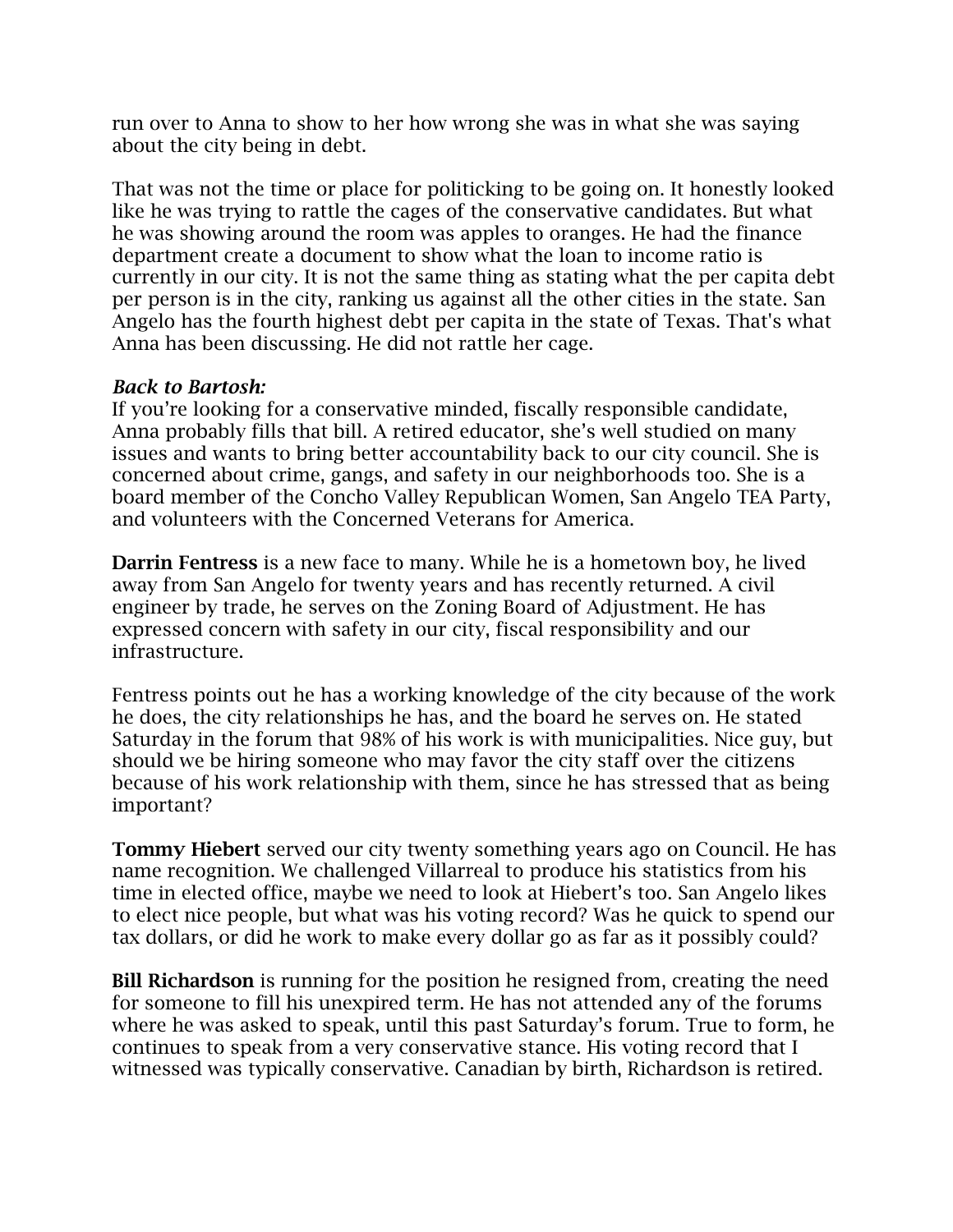run over to Anna to show to her how wrong she was in what she was saying about the city being in debt.

That was not the time or place for politicking to be going on. It honestly looked like he was trying to rattle the cages of the conservative candidates. But what he was showing around the room was apples to oranges. He had the finance department create a document to show what the loan to income ratio is currently in our city. It is not the same thing as stating what the per capita debt per person is in the city, ranking us against all the other cities in the state. San Angelo has the fourth highest debt per capita in the state of Texas. That's what Anna has been discussing. He did not rattle her cage.

***Back to Bartosh:***
If you're looking for a conservative minded, fiscally responsible candidate, Anna probably fills that bill. A retired educator, she's well studied on many issues and wants to bring better accountability back to our city council. She is concerned about crime, gangs, and safety in our neighborhoods too. She is a board member of the Concho Valley Republican Women, San Angelo TEA Party, and volunteers with the Concerned Veterans for America.

**Darrin Fentress** is a new face to many. While he is a hometown boy, he lived away from San Angelo for twenty years and has recently returned. A civil engineer by trade, he serves on the Zoning Board of Adjustment. He has expressed concern with safety in our city, fiscal responsibility and our infrastructure.

Fentress points out he has a working knowledge of the city because of the work he does, the city relationships he has, and the board he serves on. He stated Saturday in the forum that 98% of his work is with municipalities. Nice guy, but should we be hiring someone who may favor the city staff over the citizens because of his work relationship with them, since he has stressed that as being important?

**Tommy Hiebert** served our city twenty something years ago on Council. He has name recognition. We challenged Villarreal to produce his statistics from his time in elected office, maybe we need to look at Hiebert's too. San Angelo likes to elect nice people, but what was his voting record? Was he quick to spend our tax dollars, or did he work to make every dollar go as far as it possibly could?

**Bill Richardson** is running for the position he resigned from, creating the need for someone to fill his unexpired term. He has not attended any of the forums where he was asked to speak, until this past Saturday's forum. True to form, he continues to speak from a very conservative stance. His voting record that I witnessed was typically conservative. Canadian by birth, Richardson is retired.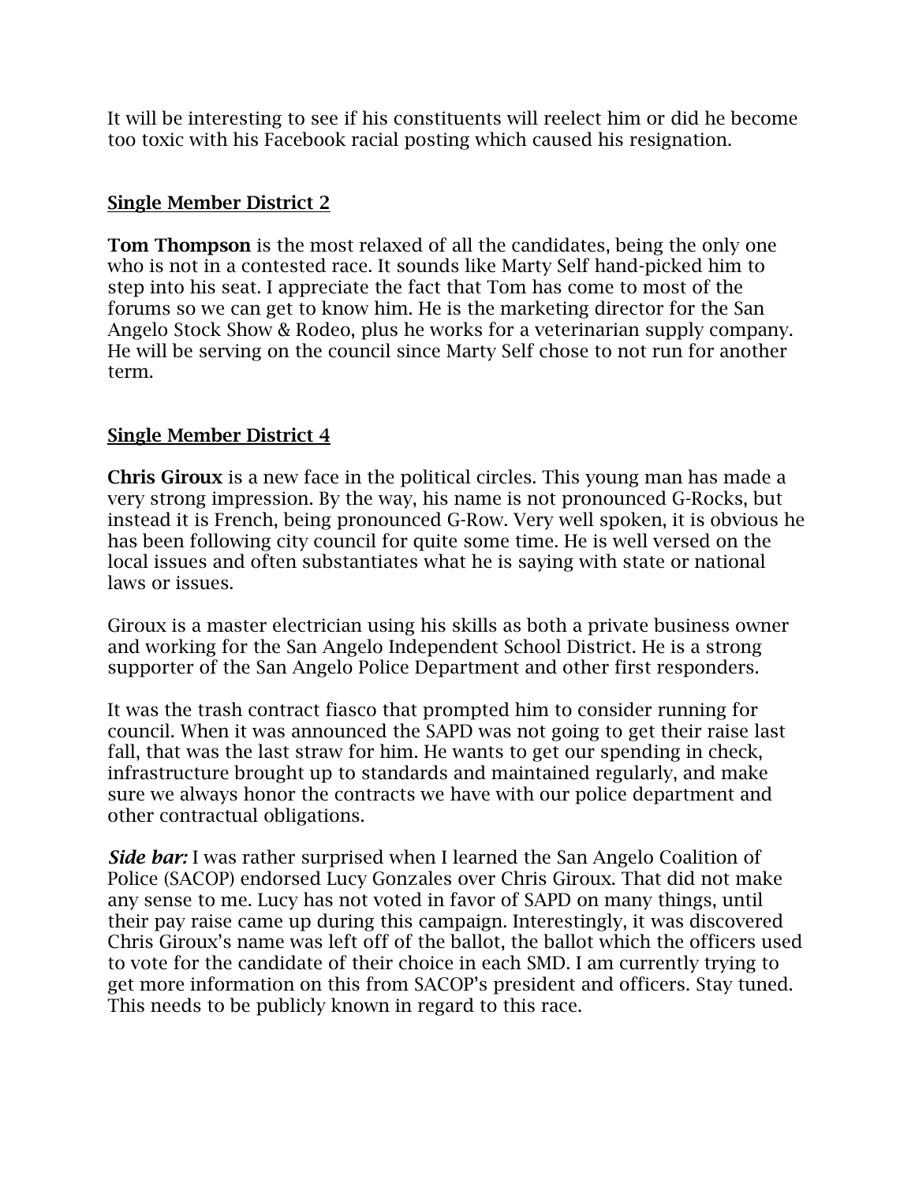It will be interesting to see if his constituents will reelect him or did he become too toxic with his Facebook racial posting which caused his resignation.

## Single Member District 2

**Tom Thompson** is the most relaxed of all the candidates, being the only one who is not in a contested race. It sounds like Marty Self hand-picked him to step into his seat. I appreciate the fact that Tom has come to most of the forums so we can get to know him. He is the marketing director for the San Angelo Stock Show & Rodeo, plus he works for a veterinarian supply company. He will be serving on the council since Marty Self chose to not run for another term.

## Single Member District 4

**Chris Giroux** is a new face in the political circles. This young man has made a very strong impression. By the way, his name is not pronounced G-Rocks, but instead it is French, being pronounced G-Row. Very well spoken, it is obvious he has been following city council for quite some time. He is well versed on the local issues and often substantiates what he is saying with state or national laws or issues.

Giroux is a master electrician using his skills as both a private business owner and working for the San Angelo Independent School District. He is a strong supporter of the San Angelo Police Department and other first responders.

It was the trash contract fiasco that prompted him to consider running for council. When it was announced the SAPD was not going to get their raise last fall, that was the last straw for him. He wants to get our spending in check, infrastructure brought up to standards and maintained regularly, and make sure we always honor the contracts we have with our police department and other contractual obligations.

***Side bar:*** I was rather surprised when I learned the San Angelo Coalition of Police (SACOP) endorsed Lucy Gonzales over Chris Giroux. That did not make any sense to me. Lucy has not voted in favor of SAPD on many things, until their pay raise came up during this campaign. Interestingly, it was discovered Chris Giroux's name was left off of the ballot, the ballot which the officers used to vote for the candidate of their choice in each SMD. I am currently trying to get more information on this from SACOP's president and officers. Stay tuned. This needs to be publicly known in regard to this race.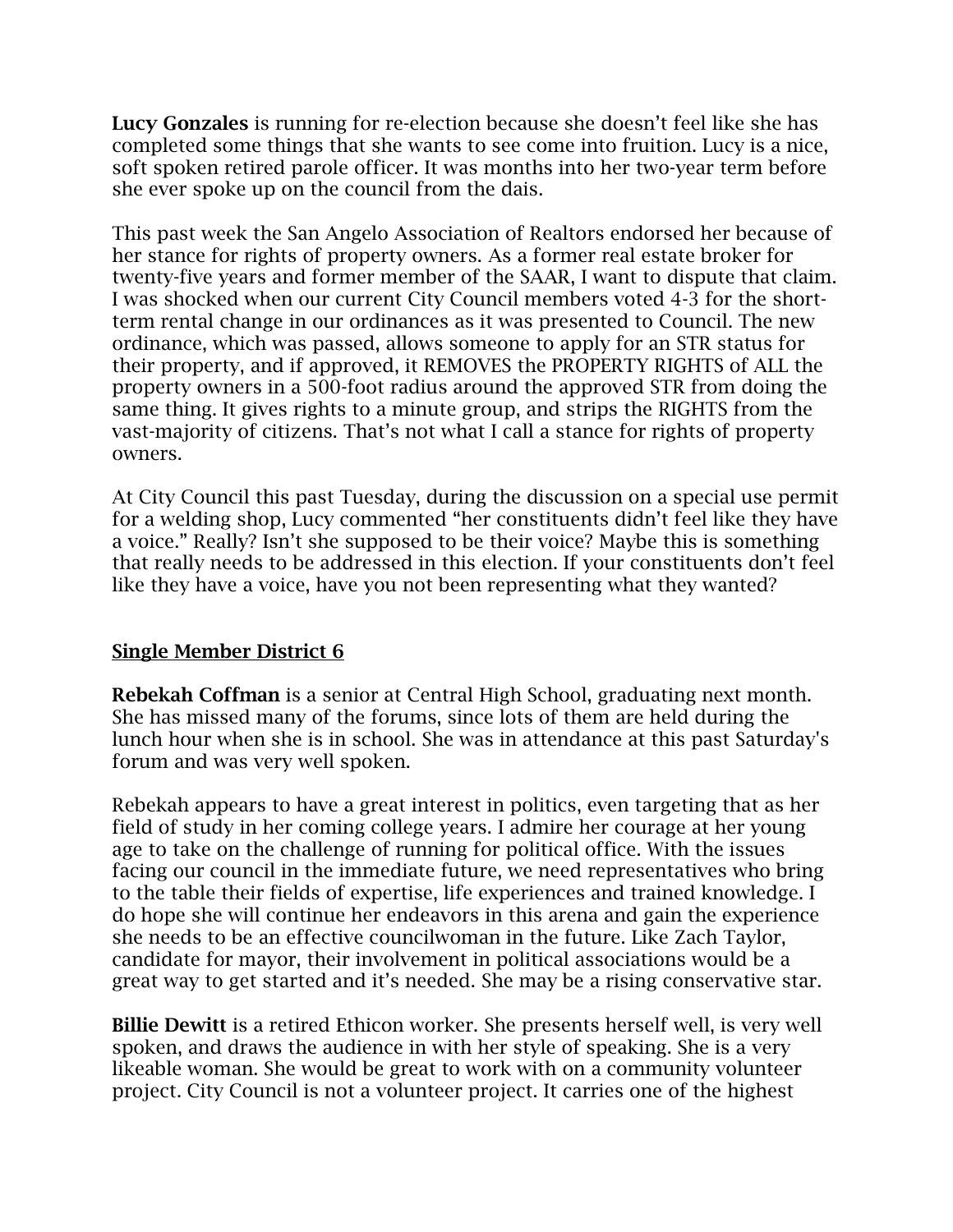**Lucy Gonzales** is running for re-election because she doesn't feel like she has completed some things that she wants to see come into fruition. Lucy is a nice, soft spoken retired parole officer. It was months into her two-year term before she ever spoke up on the council from the dais.

This past week the San Angelo Association of Realtors endorsed her because of her stance for rights of property owners. As a former real estate broker for twenty-five years and former member of the SAAR, I want to dispute that claim. I was shocked when our current City Council members voted 4-3 for the short-term rental change in our ordinances as it was presented to Council. The new ordinance, which was passed, allows someone to apply for an STR status for their property, and if approved, it REMOVES the PROPERTY RIGHTS of ALL the property owners in a 500-foot radius around the approved STR from doing the same thing. It gives rights to a minute group, and strips the RIGHTS from the vast-majority of citizens. That's not what I call a stance for rights of property owners.

At City Council this past Tuesday, during the discussion on a special use permit for a welding shop, Lucy commented "her constituents didn't feel like they have a voice." Really? Isn't she supposed to be their voice? Maybe this is something that really needs to be addressed in this election. If your constituents don't feel like they have a voice, have you not been representing what they wanted?

## Single Member District 6

**Rebekah Coffman** is a senior at Central High School, graduating next month. She has missed many of the forums, since lots of them are held during the lunch hour when she is in school. She was in attendance at this past Saturday's forum and was very well spoken.

Rebekah appears to have a great interest in politics, even targeting that as her field of study in her coming college years. I admire her courage at her young age to take on the challenge of running for political office. With the issues facing our council in the immediate future, we need representatives who bring to the table their fields of expertise, life experiences and trained knowledge. I do hope she will continue her endeavors in this arena and gain the experience she needs to be an effective councilwoman in the future. Like Zach Taylor, candidate for mayor, their involvement in political associations would be a great way to get started and it's needed. She may be a rising conservative star.

**Billie Dewitt** is a retired Ethicon worker. She presents herself well, is very well spoken, and draws the audience in with her style of speaking. She is a very likeable woman. She would be great to work with on a community volunteer project. City Council is not a volunteer project. It carries one of the highest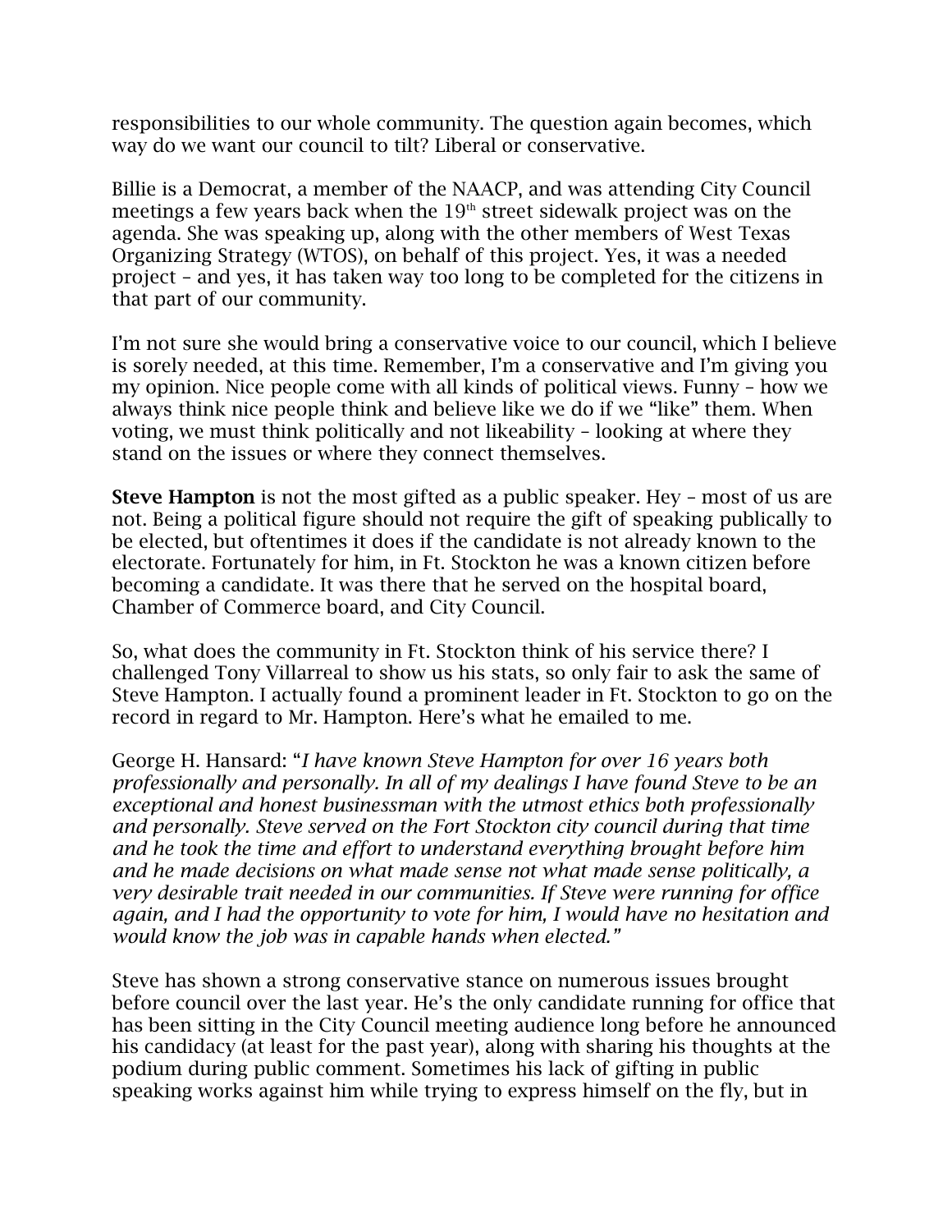responsibilities to our whole community. The question again becomes, which way do we want our council to tilt? Liberal or conservative.

Billie is a Democrat, a member of the NAACP, and was attending City Council meetings a few years back when the 19th street sidewalk project was on the agenda. She was speaking up, along with the other members of West Texas Organizing Strategy (WTOS), on behalf of this project. Yes, it was a needed project – and yes, it has taken way too long to be completed for the citizens in that part of our community.

I'm not sure she would bring a conservative voice to our council, which I believe is sorely needed, at this time. Remember, I'm a conservative and I'm giving you my opinion. Nice people come with all kinds of political views. Funny – how we always think nice people think and believe like we do if we "like" them. When voting, we must think politically and not likeability – looking at where they stand on the issues or where they connect themselves.

**Steve Hampton** is not the most gifted as a public speaker. Hey – most of us are not. Being a political figure should not require the gift of speaking publically to be elected, but oftentimes it does if the candidate is not already known to the electorate. Fortunately for him, in Ft. Stockton he was a known citizen before becoming a candidate. It was there that he served on the hospital board, Chamber of Commerce board, and City Council.

So, what does the community in Ft. Stockton think of his service there? I challenged Tony Villarreal to show us his stats, so only fair to ask the same of Steve Hampton. I actually found a prominent leader in Ft. Stockton to go on the record in regard to Mr. Hampton. Here's what he emailed to me.

George H. Hansard: "*I have known Steve Hampton for over 16 years both professionally and personally. In all of my dealings I have found Steve to be an exceptional and honest businessman with the utmost ethics both professionally and personally. Steve served on the Fort Stockton city council during that time and he took the time and effort to understand everything brought before him and he made decisions on what made sense not what made sense politically, a very desirable trait needed in our communities. If Steve were running for office again, and I had the opportunity to vote for him, I would have no hesitation and would know the job was in capable hands when elected.*"

Steve has shown a strong conservative stance on numerous issues brought before council over the last year. He's the only candidate running for office that has been sitting in the City Council meeting audience long before he announced his candidacy (at least for the past year), along with sharing his thoughts at the podium during public comment. Sometimes his lack of gifting in public speaking works against him while trying to express himself on the fly, but in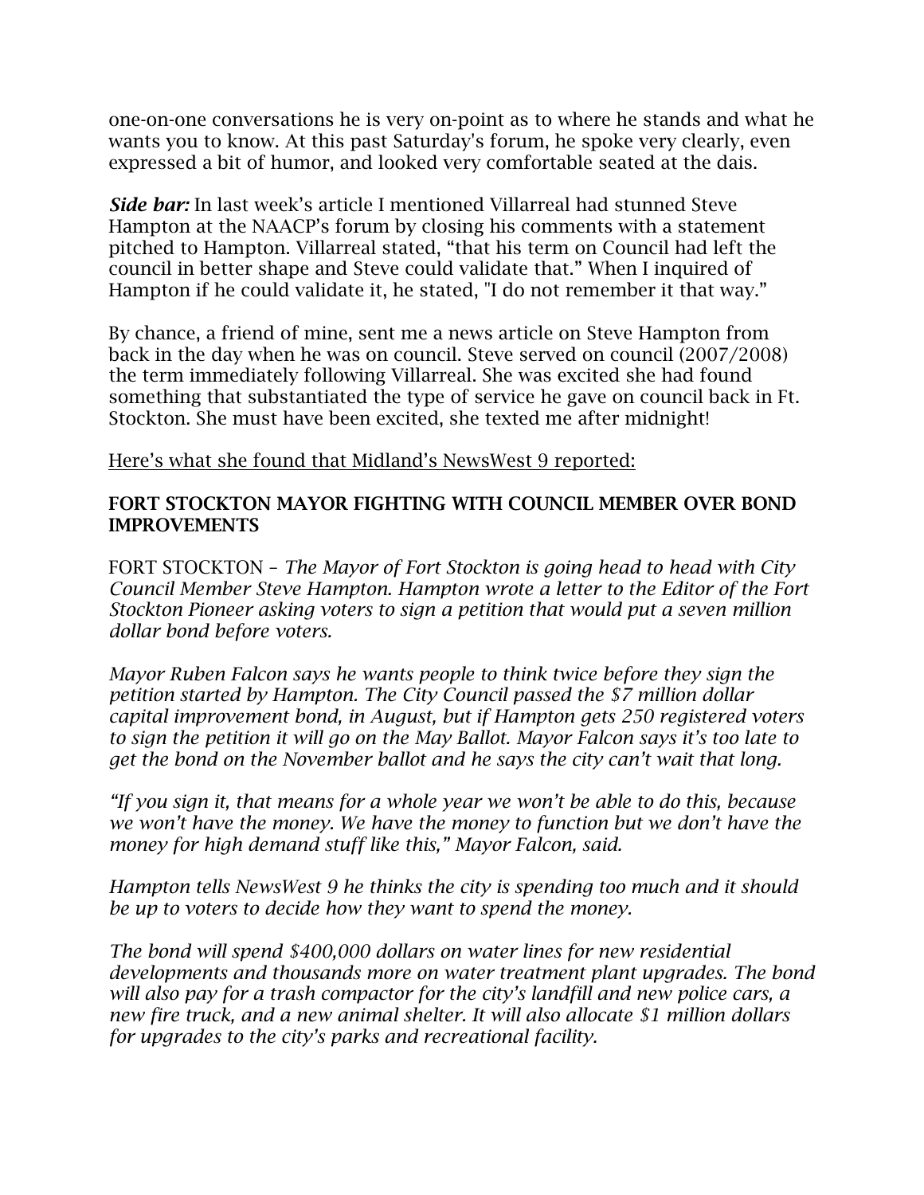one-on-one conversations he is very on-point as to where he stands and what he wants you to know. At this past Saturday's forum, he spoke very clearly, even expressed a bit of humor, and looked very comfortable seated at the dais.

***Side bar:*** In last week's article I mentioned Villarreal had stunned Steve Hampton at the NAACP's forum by closing his comments with a statement pitched to Hampton. Villarreal stated, "that his term on Council had left the council in better shape and Steve could validate that." When I inquired of Hampton if he could validate it, he stated, "I do not remember it that way."

By chance, a friend of mine, sent me a news article on Steve Hampton from back in the day when he was on council. Steve served on council (2007/2008) the term immediately following Villarreal. She was excited she had found something that substantiated the type of service he gave on council back in Ft. Stockton. She must have been excited, she texted me after midnight!

<u>Here's what she found that Midland's NewsWest 9 reported:</u>

**FORT STOCKTON MAYOR FIGHTING WITH COUNCIL MEMBER OVER BOND IMPROVEMENTS**

FORT STOCKTON – *The Mayor of Fort Stockton is going head to head with City Council Member Steve Hampton. Hampton wrote a letter to the Editor of the Fort Stockton Pioneer asking voters to sign a petition that would put a seven million dollar bond before voters.*

*Mayor Ruben Falcon says he wants people to think twice before they sign the petition started by Hampton. The City Council passed the $7 million dollar capital improvement bond, in August, but if Hampton gets 250 registered voters to sign the petition it will go on the May Ballot. Mayor Falcon says it's too late to get the bond on the November ballot and he says the city can't wait that long.*

*"If you sign it, that means for a whole year we won't be able to do this, because we won't have the money. We have the money to function but we don't have the money for high demand stuff like this," Mayor Falcon, said.*

*Hampton tells NewsWest 9 he thinks the city is spending too much and it should be up to voters to decide how they want to spend the money.*

*The bond will spend $400,000 dollars on water lines for new residential developments and thousands more on water treatment plant upgrades. The bond will also pay for a trash compactor for the city's landfill and new police cars, a new fire truck, and a new animal shelter. It will also allocate $1 million dollars for upgrades to the city's parks and recreational facility.*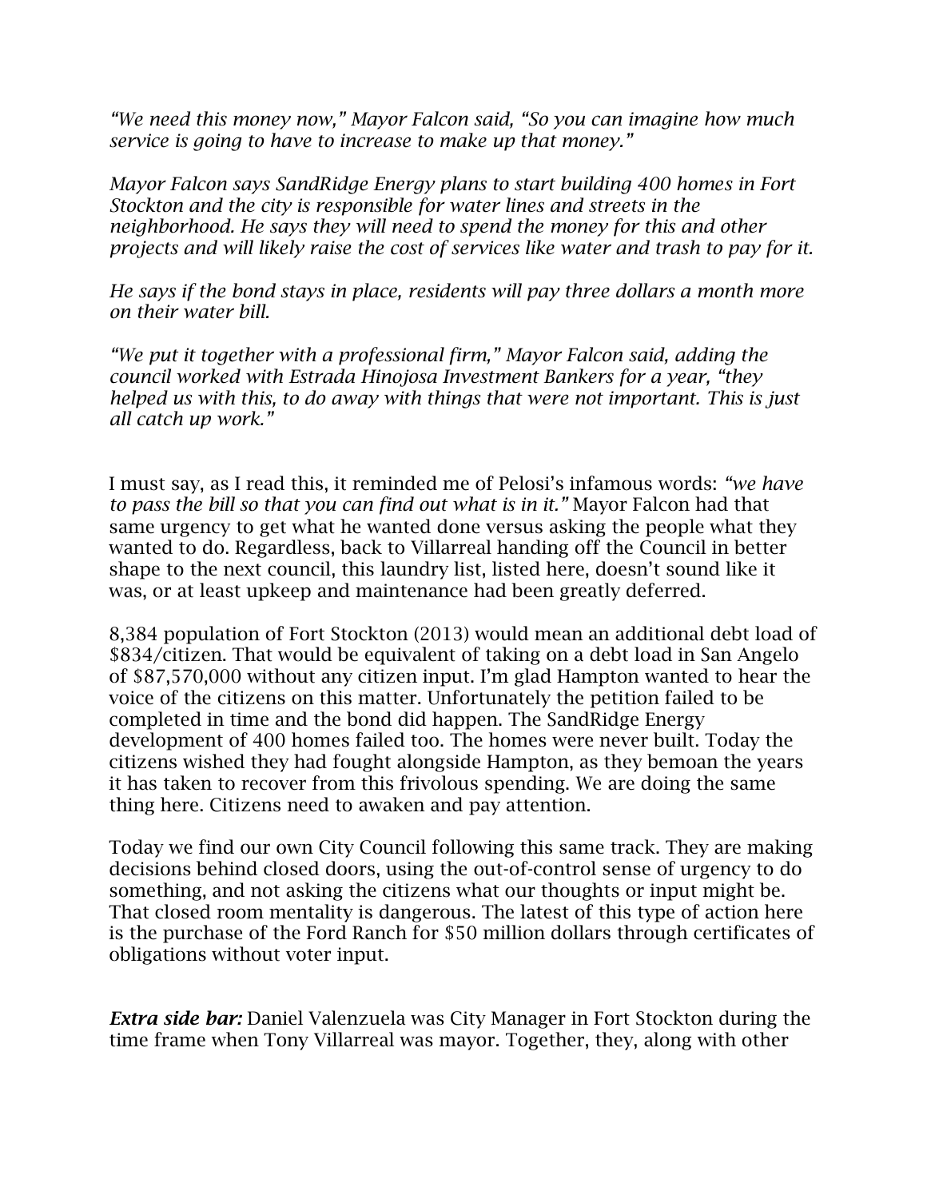*"We need this money now," Mayor Falcon said, "So you can imagine how much service is going to have to increase to make up that money."*

*Mayor Falcon says SandRidge Energy plans to start building 400 homes in Fort Stockton and the city is responsible for water lines and streets in the neighborhood. He says they will need to spend the money for this and other projects and will likely raise the cost of services like water and trash to pay for it.*

*He says if the bond stays in place, residents will pay three dollars a month more on their water bill.*

*"We put it together with a professional firm," Mayor Falcon said, adding the council worked with Estrada Hinojosa Investment Bankers for a year, "they helped us with this, to do away with things that were not important. This is just all catch up work."*

I must say, as I read this, it reminded me of Pelosi's infamous words: *"we have to pass the bill so that you can find out what is in it."* Mayor Falcon had that same urgency to get what he wanted done versus asking the people what they wanted to do. Regardless, back to Villarreal handing off the Council in better shape to the next council, this laundry list, listed here, doesn't sound like it was, or at least upkeep and maintenance had been greatly deferred.

8,384 population of Fort Stockton (2013) would mean an additional debt load of $834/citizen. That would be equivalent of taking on a debt load in San Angelo of $87,570,000 without any citizen input. I'm glad Hampton wanted to hear the voice of the citizens on this matter. Unfortunately the petition failed to be completed in time and the bond did happen. The SandRidge Energy development of 400 homes failed too. The homes were never built. Today the citizens wished they had fought alongside Hampton, as they bemoan the years it has taken to recover from this frivolous spending. We are doing the same thing here. Citizens need to awaken and pay attention.

Today we find our own City Council following this same track. They are making decisions behind closed doors, using the out-of-control sense of urgency to do something, and not asking the citizens what our thoughts or input might be. That closed room mentality is dangerous. The latest of this type of action here is the purchase of the Ford Ranch for $50 million dollars through certificates of obligations without voter input.

***Extra side bar:*** Daniel Valenzuela was City Manager in Fort Stockton during the time frame when Tony Villarreal was mayor. Together, they, along with other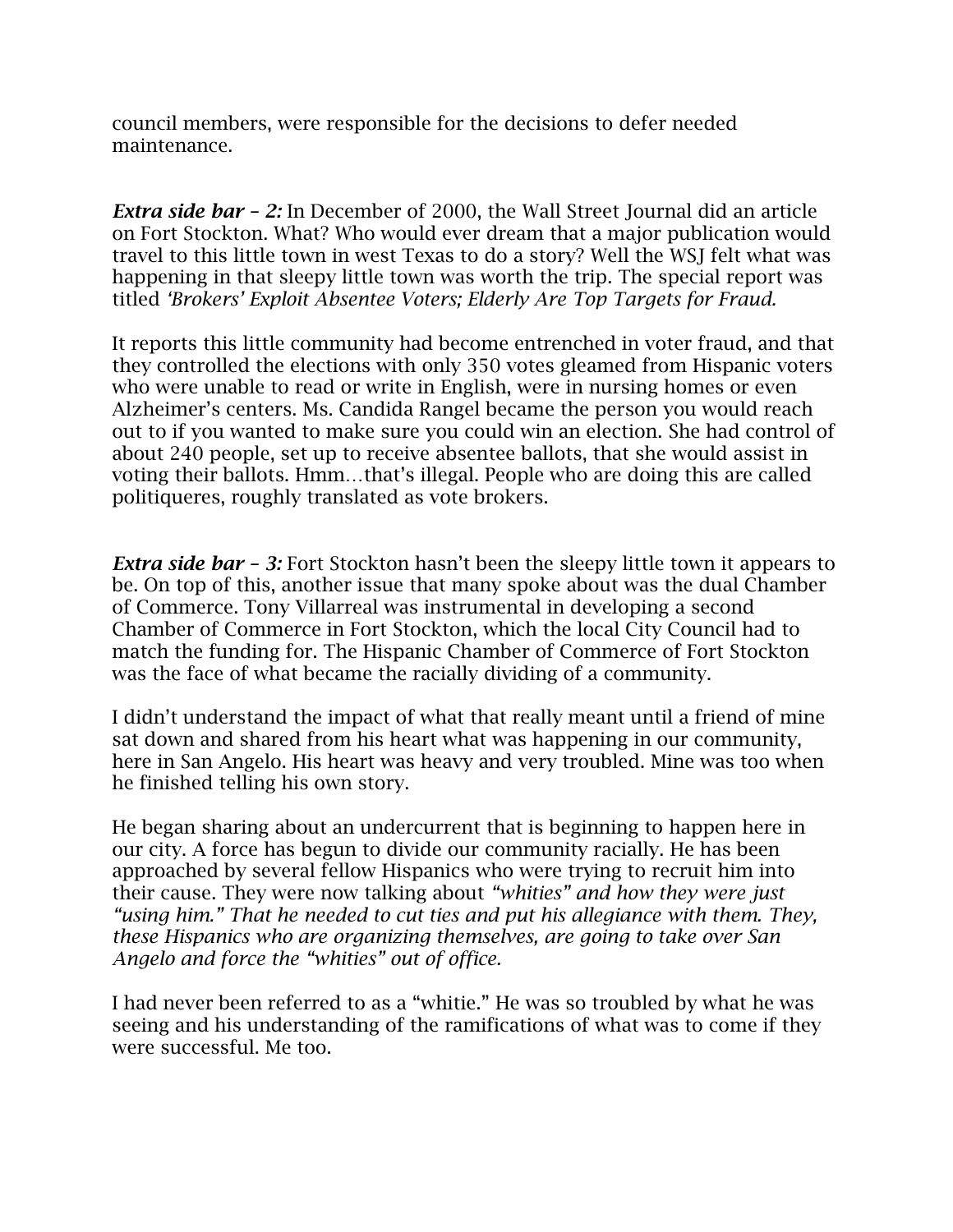council members, were responsible for the decisions to defer needed maintenance.

***Extra side bar – 2:*** In December of 2000, the Wall Street Journal did an article on Fort Stockton. What? Who would ever dream that a major publication would travel to this little town in west Texas to do a story? Well the WSJ felt what was happening in that sleepy little town was worth the trip. The special report was titled *'Brokers' Exploit Absentee Voters; Elderly Are Top Targets for Fraud.*

It reports this little community had become entrenched in voter fraud, and that they controlled the elections with only 350 votes gleamed from Hispanic voters who were unable to read or write in English, were in nursing homes or even Alzheimer's centers. Ms. Candida Rangel became the person you would reach out to if you wanted to make sure you could win an election. She had control of about 240 people, set up to receive absentee ballots, that she would assist in voting their ballots. Hmm…that's illegal. People who are doing this are called politiqueres, roughly translated as vote brokers.

***Extra side bar – 3:*** Fort Stockton hasn't been the sleepy little town it appears to be. On top of this, another issue that many spoke about was the dual Chamber of Commerce. Tony Villarreal was instrumental in developing a second Chamber of Commerce in Fort Stockton, which the local City Council had to match the funding for. The Hispanic Chamber of Commerce of Fort Stockton was the face of what became the racially dividing of a community.

I didn't understand the impact of what that really meant until a friend of mine sat down and shared from his heart what was happening in our community, here in San Angelo. His heart was heavy and very troubled. Mine was too when he finished telling his own story.

He began sharing about an undercurrent that is beginning to happen here in our city. A force has begun to divide our community racially. He has been approached by several fellow Hispanics who were trying to recruit him into their cause. They were now talking about *"whities" and how they were just "using him." That he needed to cut ties and put his allegiance with them. They, these Hispanics who are organizing themselves, are going to take over San Angelo and force the "whities" out of office.*

I had never been referred to as a "whitie." He was so troubled by what he was seeing and his understanding of the ramifications of what was to come if they were successful. Me too.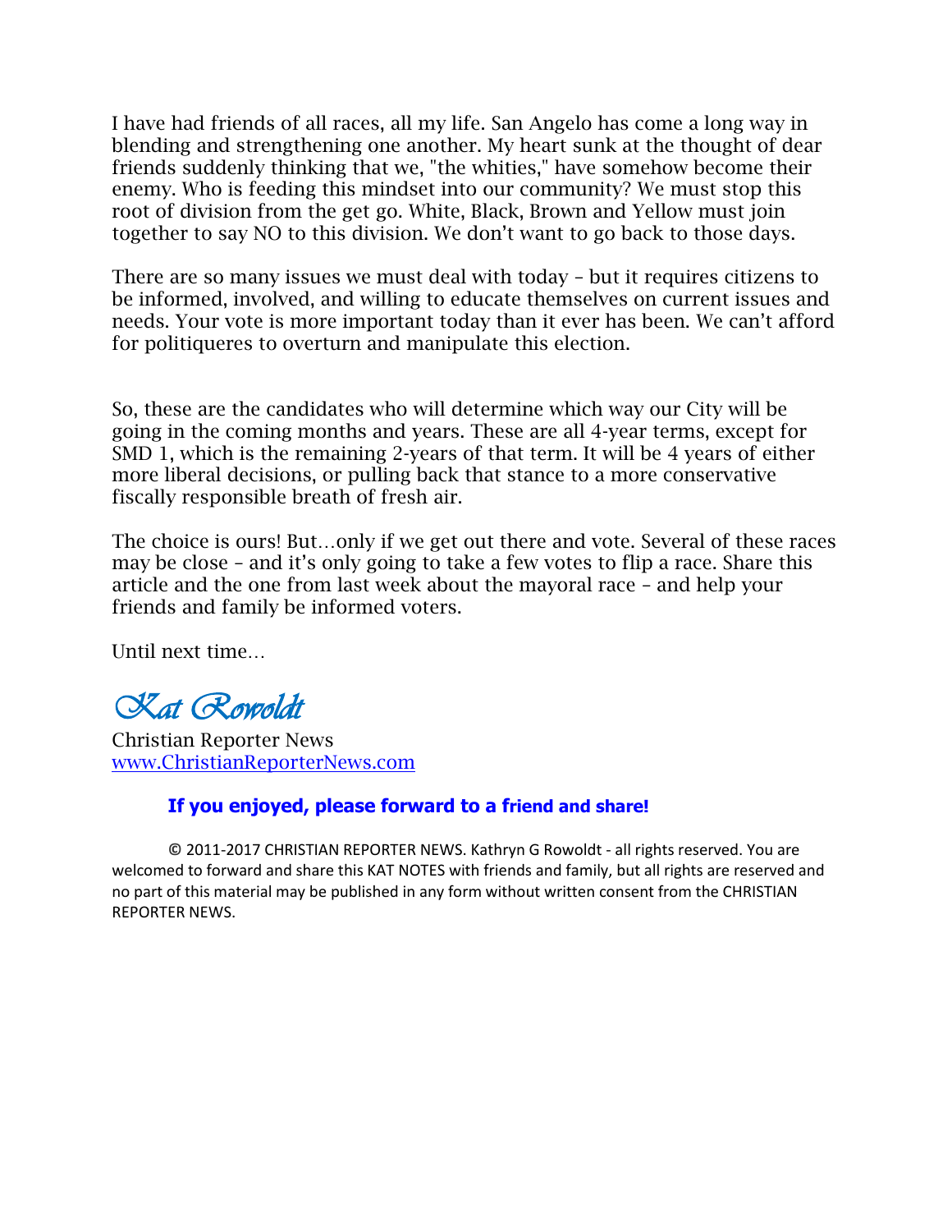I have had friends of all races, all my life. San Angelo has come a long way in blending and strengthening one another. My heart sunk at the thought of dear friends suddenly thinking that we, "the whities," have somehow become their enemy. Who is feeding this mindset into our community? We must stop this root of division from the get go. White, Black, Brown and Yellow must join together to say NO to this division. We don't want to go back to those days.

There are so many issues we must deal with today – but it requires citizens to be informed, involved, and willing to educate themselves on current issues and needs. Your vote is more important today than it ever has been. We can't afford for politiqueres to overturn and manipulate this election.

So, these are the candidates who will determine which way our City will be going in the coming months and years. These are all 4-year terms, except for SMD 1, which is the remaining 2-years of that term. It will be 4 years of either more liberal decisions, or pulling back that stance to a more conservative fiscally responsible breath of fresh air.

The choice is ours! But…only if we get out there and vote. Several of these races may be close – and it's only going to take a few votes to flip a race. Share this article and the one from last week about the mayoral race – and help your friends and family be informed voters.

Until next time…

*Kat Rowoldt*

Christian Reporter News
www.ChristianReporterNews.com

**If you enjoyed, please forward to a friend and share!**

© 2011-2017 CHRISTIAN REPORTER NEWS. Kathryn G Rowoldt - all rights reserved. You are welcomed to forward and share this KAT NOTES with friends and family, but all rights are reserved and no part of this material may be published in any form without written consent from the CHRISTIAN REPORTER NEWS.